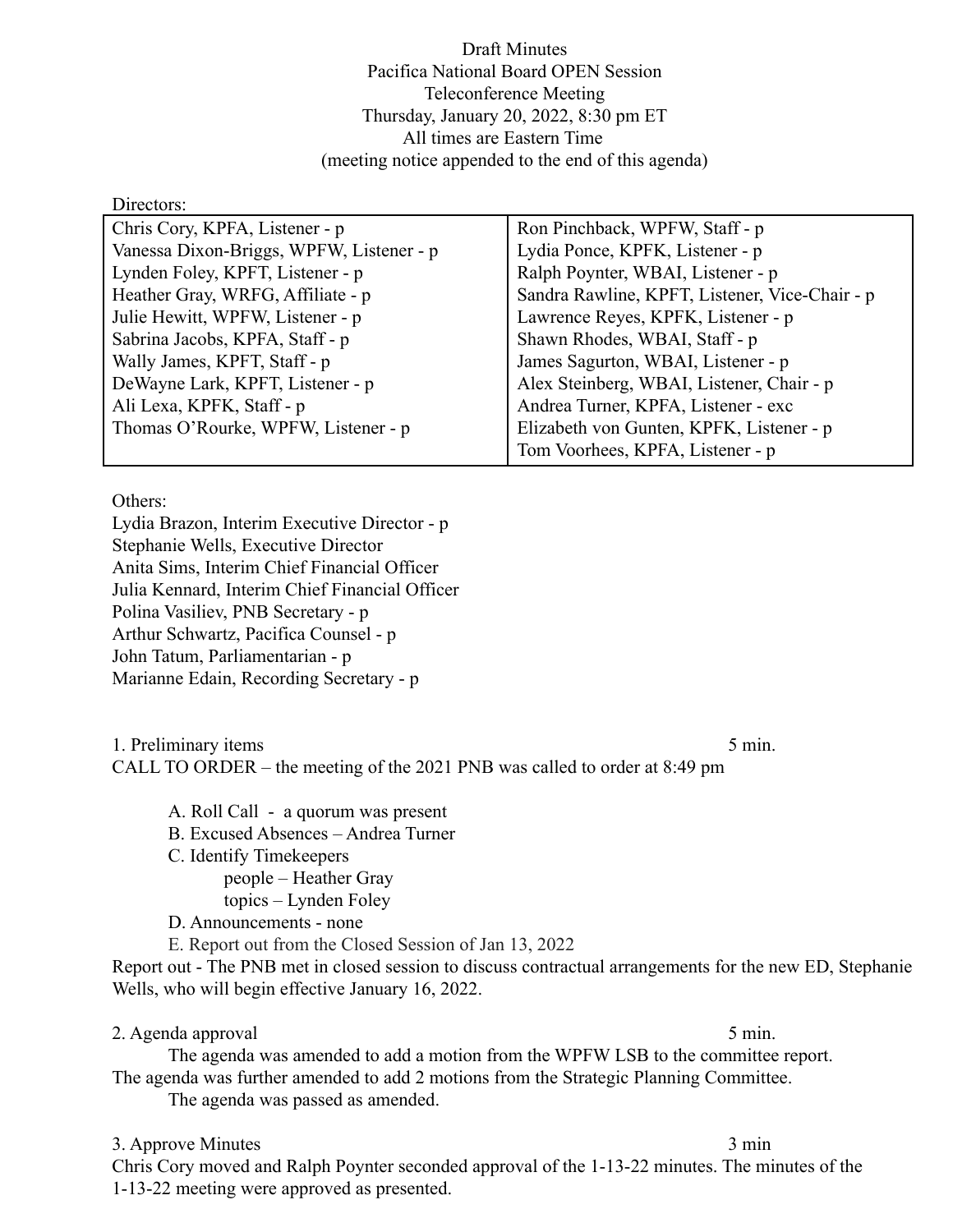Draft Minutes
Pacifica National Board OPEN Session
Teleconference Meeting
Thursday, January 20, 2022, 8:30 pm ET
All times are Eastern Time
(meeting notice appended to the end of this agenda)

Directors:

| | |
|---|---|
| Chris Cory, KPFA, Listener - p | Ron Pinchback, WPFW, Staff - p |
| Vanessa Dixon-Briggs, WPFW, Listener - p | Lydia Ponce, KPFK, Listener - p |
| Lynden Foley, KPFT, Listener - p | Ralph Poynter, WBAI, Listener - p |
| Heather Gray, WRFG, Affiliate - p | Sandra Rawline, KPFT, Listener, Vice-Chair - p |
| Julie Hewitt, WPFW, Listener - p | Lawrence Reyes, KPFK, Listener - p |
| Sabrina Jacobs, KPFA, Staff - p | Shawn Rhodes, WBAI, Staff - p |
| Wally James, KPFT, Staff - p | James Sagurton, WBAI, Listener - p |
| DeWayne Lark, KPFT, Listener - p | Alex Steinberg, WBAI, Listener, Chair - p |
| Ali Lexa, KPFK, Staff - p | Andrea Turner, KPFA, Listener - exc |
| Thomas O'Rourke, WPFW, Listener - p | Elizabeth von Gunten, KPFK, Listener - p |
| | Tom Voorhees, KPFA, Listener - p |

Others:
Lydia Brazon, Interim Executive Director - p
Stephanie Wells, Executive Director
Anita Sims, Interim Chief Financial Officer
Julia Kennard, Interim Chief Financial Officer
Polina Vasiliev, PNB Secretary - p
Arthur Schwartz, Pacifica Counsel - p
John Tatum, Parliamentarian - p
Marianne Edain, Recording Secretary - p

1. Preliminary items 5 min.
CALL TO ORDER – the meeting of the 2021 PNB was called to order at 8:49 pm

A. Roll Call - a quorum was present
B. Excused Absences – Andrea Turner
C. Identify Timekeepers
people – Heather Gray
topics – Lynden Foley
D. Announcements - none
E. Report out from the Closed Session of Jan 13, 2022

Report out - The PNB met in closed session to discuss contractual arrangements for the new ED, Stephanie Wells, who will begin effective January 16, 2022.

2. Agenda approval 5 min.
The agenda was amended to add a motion from the WPFW LSB to the committee report. The agenda was further amended to add 2 motions from the Strategic Planning Committee.
The agenda was passed as amended.

3. Approve Minutes 3 min
Chris Cory moved and Ralph Poynter seconded approval of the 1-13-22 minutes. The minutes of the 1-13-22 meeting were approved as presented.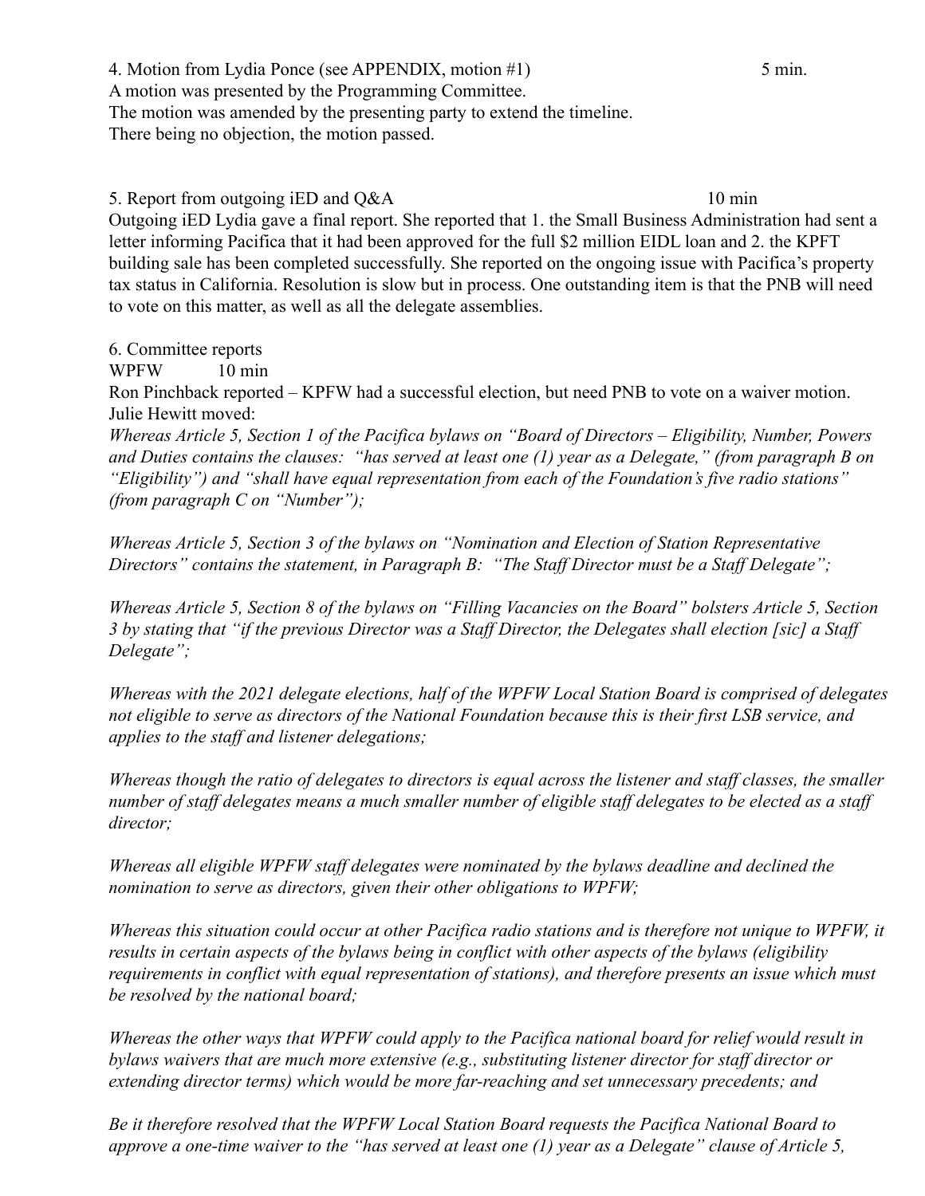4. Motion from Lydia Ponce (see APPENDIX, motion #1) 5 min.
A motion was presented by the Programming Committee.
The motion was amended by the presenting party to extend the timeline.
There being no objection, the motion passed.

5. Report from outgoing iED and Q&A 10 min
Outgoing iED Lydia gave a final report. She reported that 1. the Small Business Administration had sent a letter informing Pacifica that it had been approved for the full $2 million EIDL loan and 2. the KPFT building sale has been completed successfully. She reported on the ongoing issue with Pacifica's property tax status in California. Resolution is slow but in process. One outstanding item is that the PNB will need to vote on this matter, as well as all the delegate assemblies.

6. Committee reports
WPFW 10 min
Ron Pinchback reported – KPFW had a successful election, but need PNB to vote on a waiver motion.
Julie Hewitt moved:
*Whereas Article 5, Section 1 of the Pacifica bylaws on "Board of Directors – Eligibility, Number, Powers and Duties contains the clauses: "has served at least one (1) year as a Delegate," (from paragraph B on "Eligibility") and "shall have equal representation from each of the Foundation's five radio stations" (from paragraph C on "Number");*

*Whereas Article 5, Section 3 of the bylaws on "Nomination and Election of Station Representative Directors" contains the statement, in Paragraph B: "The Staff Director must be a Staff Delegate";*

*Whereas Article 5, Section 8 of the bylaws on "Filling Vacancies on the Board" bolsters Article 5, Section 3 by stating that "if the previous Director was a Staff Director, the Delegates shall election [sic] a Staff Delegate";*

*Whereas with the 2021 delegate elections, half of the WPFW Local Station Board is comprised of delegates not eligible to serve as directors of the National Foundation because this is their first LSB service, and applies to the staff and listener delegations;*

*Whereas though the ratio of delegates to directors is equal across the listener and staff classes, the smaller number of staff delegates means a much smaller number of eligible staff delegates to be elected as a staff director;*

*Whereas all eligible WPFW staff delegates were nominated by the bylaws deadline and declined the nomination to serve as directors, given their other obligations to WPFW;*

*Whereas this situation could occur at other Pacifica radio stations and is therefore not unique to WPFW, it results in certain aspects of the bylaws being in conflict with other aspects of the bylaws (eligibility requirements in conflict with equal representation of stations), and therefore presents an issue which must be resolved by the national board;*

*Whereas the other ways that WPFW could apply to the Pacifica national board for relief would result in bylaws waivers that are much more extensive (e.g., substituting listener director for staff director or extending director terms) which would be more far-reaching and set unnecessary precedents; and*

*Be it therefore resolved that the WPFW Local Station Board requests the Pacifica National Board to approve a one-time waiver to the "has served at least one (1) year as a Delegate" clause of Article 5,*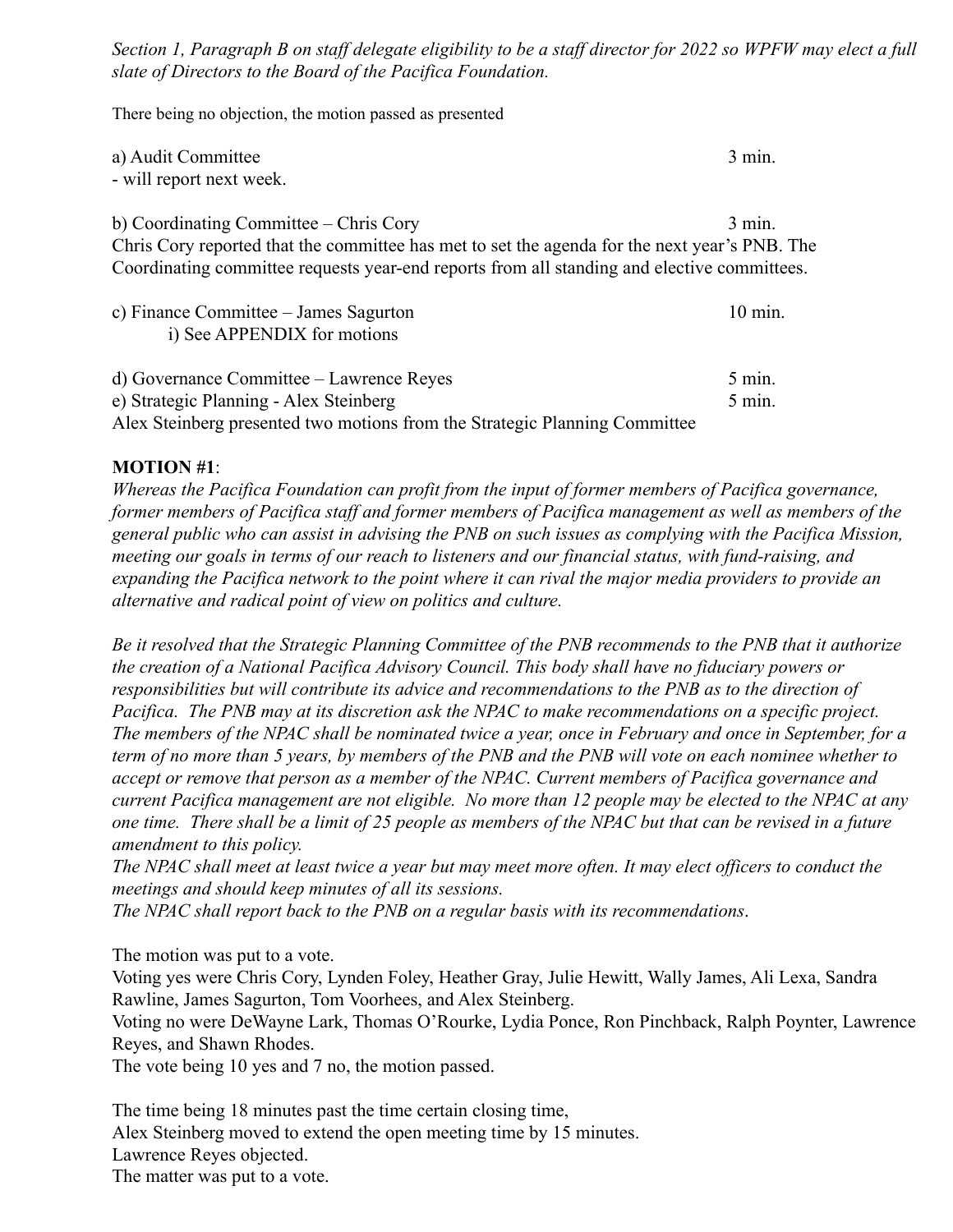*Section 1, Paragraph B on staff delegate eligibility to be a staff director for 2022 so WPFW may elect a full slate of Directors to the Board of the Pacifica Foundation.*

There being no objection, the motion passed as presented

a) Audit Committee 3 min.
- will report next week.

b) Coordinating Committee – Chris Cory 3 min.
Chris Cory reported that the committee has met to set the agenda for the next year's PNB. The Coordinating committee requests year-end reports from all standing and elective committees.

c) Finance Committee – James Sagurton 10 min.
 i) See APPENDIX for motions

d) Governance Committee – Lawrence Reyes 5 min.
e) Strategic Planning - Alex Steinberg 5 min.
Alex Steinberg presented two motions from the Strategic Planning Committee

**MOTION #1**:
*Whereas the Pacifica Foundation can profit from the input of former members of Pacifica governance, former members of Pacifica staff and former members of Pacifica management as well as members of the general public who can assist in advising the PNB on such issues as complying with the Pacifica Mission, meeting our goals in terms of our reach to listeners and our financial status, with fund-raising, and expanding the Pacifica network to the point where it can rival the major media providers to provide an alternative and radical point of view on politics and culture.*

*Be it resolved that the Strategic Planning Committee of the PNB recommends to the PNB that it authorize the creation of a National Pacifica Advisory Council. This body shall have no fiduciary powers or responsibilities but will contribute its advice and recommendations to the PNB as to the direction of Pacifica. The PNB may at its discretion ask the NPAC to make recommendations on a specific project. The members of the NPAC shall be nominated twice a year, once in February and once in September, for a term of no more than 5 years, by members of the PNB and the PNB will vote on each nominee whether to accept or remove that person as a member of the NPAC. Current members of Pacifica governance and current Pacifica management are not eligible. No more than 12 people may be elected to the NPAC at any one time. There shall be a limit of 25 people as members of the NPAC but that can be revised in a future amendment to this policy.*
*The NPAC shall meet at least twice a year but may meet more often. It may elect officers to conduct the meetings and should keep minutes of all its sessions.*
*The NPAC shall report back to the PNB on a regular basis with its recommendations*.

The motion was put to a vote.
Voting yes were Chris Cory, Lynden Foley, Heather Gray, Julie Hewitt, Wally James, Ali Lexa, Sandra Rawline, James Sagurton, Tom Voorhees, and Alex Steinberg.
Voting no were DeWayne Lark, Thomas O'Rourke, Lydia Ponce, Ron Pinchback, Ralph Poynter, Lawrence Reyes, and Shawn Rhodes.
The vote being 10 yes and 7 no, the motion passed.

The time being 18 minutes past the time certain closing time,
Alex Steinberg moved to extend the open meeting time by 15 minutes.
Lawrence Reyes objected.
The matter was put to a vote.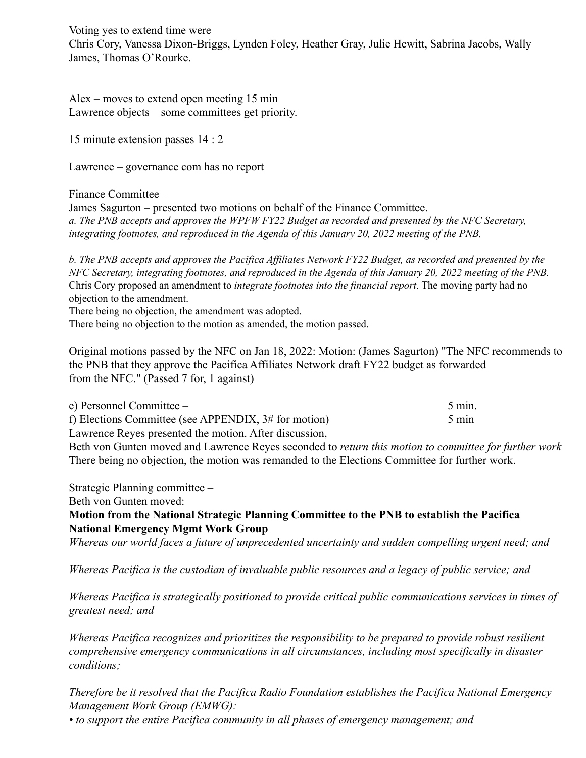Voting yes to extend time were
Chris Cory, Vanessa Dixon-Briggs, Lynden Foley, Heather Gray, Julie Hewitt, Sabrina Jacobs, Wally James, Thomas O'Rourke.

Alex – moves to extend open meeting 15 min
Lawrence objects – some committees get priority.

15 minute extension passes 14 : 2

Lawrence – governance com has no report

Finance Committee –
James Sagurton – presented two motions on behalf of the Finance Committee.
*a. The PNB accepts and approves the WPFW FY22 Budget as recorded and presented by the NFC Secretary, integrating footnotes, and reproduced in the Agenda of this January 20, 2022 meeting of the PNB.*

*b. The PNB accepts and approves the Pacifica Affiliates Network FY22 Budget, as recorded and presented by the NFC Secretary, integrating footnotes, and reproduced in the Agenda of this January 20, 2022 meeting of the PNB.*
Chris Cory proposed an amendment to *integrate footnotes into the financial report*. The moving party had no objection to the amendment.
There being no objection, the amendment was adopted.
There being no objection to the motion as amended, the motion passed.

Original motions passed by the NFC on Jan 18, 2022: Motion: (James Sagurton) "The NFC recommends to the PNB that they approve the Pacifica Affiliates Network draft FY22 budget as forwarded from the NFC." (Passed 7 for, 1 against)

e) Personnel Committee – 5 min.
f) Elections Committee (see APPENDIX, 3# for motion) 5 min
Lawrence Reyes presented the motion. After discussion,
Beth von Gunten moved and Lawrence Reyes seconded to *return this motion to committee for further work*
There being no objection, the motion was remanded to the Elections Committee for further work.

Strategic Planning committee –
Beth von Gunten moved:
**Motion from the National Strategic Planning Committee to the PNB to establish the Pacifica National Emergency Mgmt Work Group**
*Whereas our world faces a future of unprecedented uncertainty and sudden compelling urgent need; and*

*Whereas Pacifica is the custodian of invaluable public resources and a legacy of public service; and*

*Whereas Pacifica is strategically positioned to provide critical public communications services in times of greatest need; and*

*Whereas Pacifica recognizes and prioritizes the responsibility to be prepared to provide robust resilient comprehensive emergency communications in all circumstances, including most specifically in disaster conditions;*

*Therefore be it resolved that the Pacifica Radio Foundation establishes the Pacifica National Emergency Management Work Group (EMWG):*
*• to support the entire Pacifica community in all phases of emergency management; and*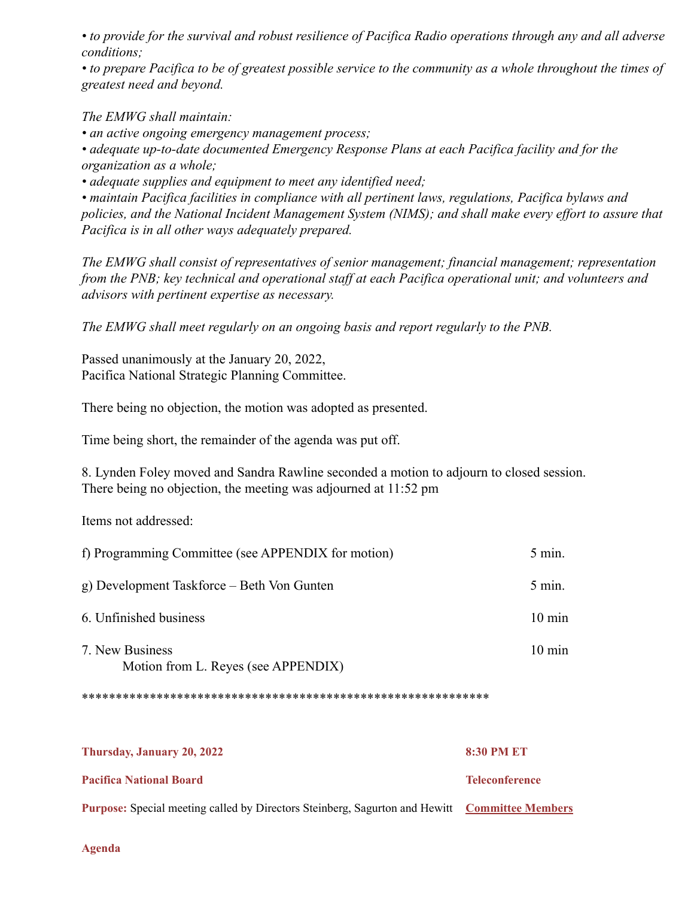*• to provide for the survival and robust resilience of Pacifica Radio operations through any and all adverse conditions;*
*• to prepare Pacifica to be of greatest possible service to the community as a whole throughout the times of greatest need and beyond.*

*The EMWG shall maintain:*
*• an active ongoing emergency management process;*
*• adequate up-to-date documented Emergency Response Plans at each Pacifica facility and for the organization as a whole;*
*• adequate supplies and equipment to meet any identified need;*
*• maintain Pacifica facilities in compliance with all pertinent laws, regulations, Pacifica bylaws and policies, and the National Incident Management System (NIMS); and shall make every effort to assure that Pacifica is in all other ways adequately prepared.*

*The EMWG shall consist of representatives of senior management; financial management; representation from the PNB; key technical and operational staff at each Pacifica operational unit; and volunteers and advisors with pertinent expertise as necessary.*

*The EMWG shall meet regularly on an ongoing basis and report regularly to the PNB.*

Passed unanimously at the January 20, 2022,
Pacifica National Strategic Planning Committee.

There being no objection, the motion was adopted as presented.

Time being short, the remainder of the agenda was put off.

8. Lynden Foley moved and Sandra Rawline seconded a motion to adjourn to closed session. There being no objection, the meeting was adjourned at 11:52 pm

Items not addressed:

| | |
|---|---|
| f) Programming Committee (see APPENDIX for motion) | 5 min. |
| g) Development Taskforce – Beth Von Gunten | 5 min. |
| 6. Unfinished business | 10 min |
| 7. New Business<br>Motion from L. Reyes (see APPENDIX) | 10 min |

***********************************************************

**Thursday, January 20, 2022** **8:30 PM ET**

**Pacifica National Board** **Teleconference**

**Purpose:** Special meeting called by Directors Steinberg, Sagurton and Hewitt **Committee Members**

**Agenda**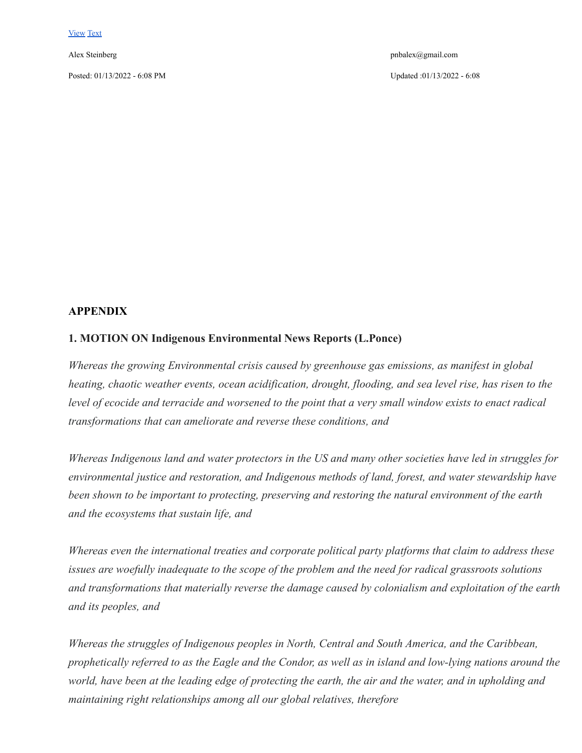View Text

Alex Steinberg pnbalex@gmail.com

Posted: 01/13/2022 - 6:08 PM Updated :01/13/2022 - 6:08

## APPENDIX

### 1. MOTION ON Indigenous Environmental News Reports (L.Ponce)

*Whereas the growing Environmental crisis caused by greenhouse gas emissions, as manifest in global heating, chaotic weather events, ocean acidification, drought, flooding, and sea level rise, has risen to the level of ecocide and terracide and worsened to the point that a very small window exists to enact radical transformations that can ameliorate and reverse these conditions, and*

*Whereas Indigenous land and water protectors in the US and many other societies have led in struggles for environmental justice and restoration, and Indigenous methods of land, forest, and water stewardship have been shown to be important to protecting, preserving and restoring the natural environment of the earth and the ecosystems that sustain life, and*

*Whereas even the international treaties and corporate political party platforms that claim to address these issues are woefully inadequate to the scope of the problem and the need for radical grassroots solutions and transformations that materially reverse the damage caused by colonialism and exploitation of the earth and its peoples, and*

*Whereas the struggles of Indigenous peoples in North, Central and South America, and the Caribbean, prophetically referred to as the Eagle and the Condor, as well as in island and low-lying nations around the world, have been at the leading edge of protecting the earth, the air and the water, and in upholding and maintaining right relationships among all our global relatives, therefore*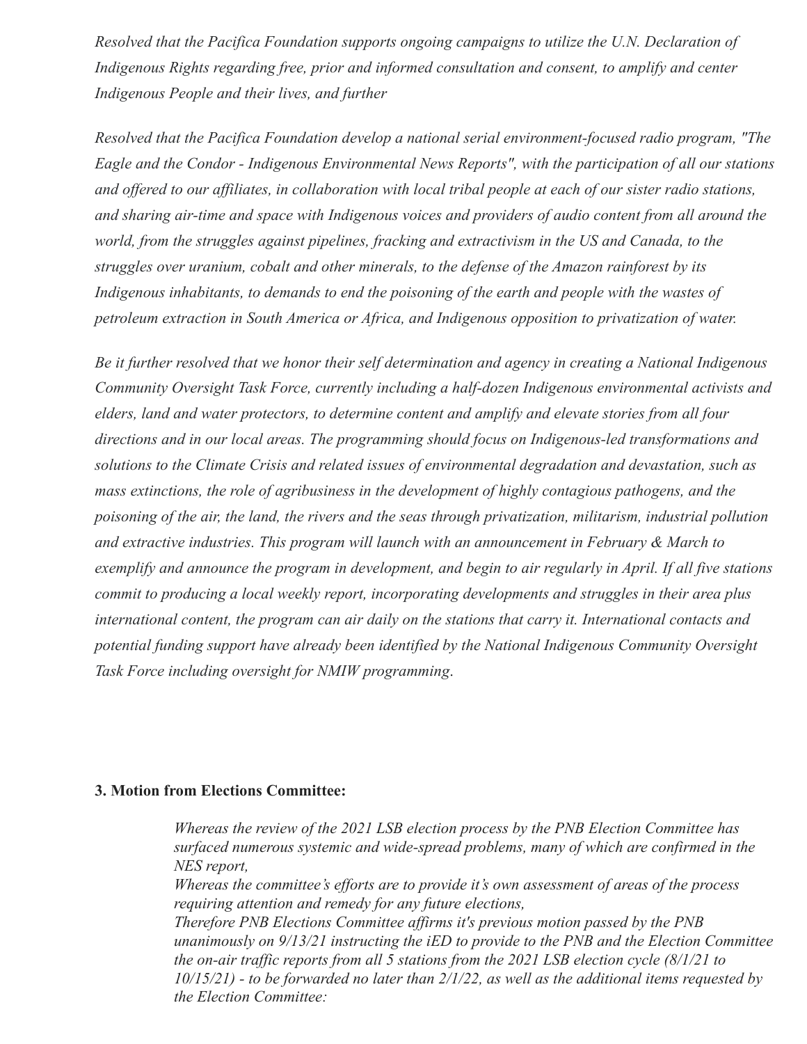*Resolved that the Pacifica Foundation supports ongoing campaigns to utilize the U.N. Declaration of Indigenous Rights regarding free, prior and informed consultation and consent, to amplify and center Indigenous People and their lives, and further*

*Resolved that the Pacifica Foundation develop a national serial environment-focused radio program, "The Eagle and the Condor - Indigenous Environmental News Reports", with the participation of all our stations and offered to our affiliates, in collaboration with local tribal people at each of our sister radio stations, and sharing air-time and space with Indigenous voices and providers of audio content from all around the world, from the struggles against pipelines, fracking and extractivism in the US and Canada, to the struggles over uranium, cobalt and other minerals, to the defense of the Amazon rainforest by its Indigenous inhabitants, to demands to end the poisoning of the earth and people with the wastes of petroleum extraction in South America or Africa, and Indigenous opposition to privatization of water.*

*Be it further resolved that we honor their self determination and agency in creating a National Indigenous Community Oversight Task Force, currently including a half-dozen Indigenous environmental activists and elders, land and water protectors, to determine content and amplify and elevate stories from all four directions and in our local areas. The programming should focus on Indigenous-led transformations and solutions to the Climate Crisis and related issues of environmental degradation and devastation, such as mass extinctions, the role of agribusiness in the development of highly contagious pathogens, and the poisoning of the air, the land, the rivers and the seas through privatization, militarism, industrial pollution and extractive industries. This program will launch with an announcement in February & March to exemplify and announce the program in development, and begin to air regularly in April. If all five stations commit to producing a local weekly report, incorporating developments and struggles in their area plus international content, the program can air daily on the stations that carry it. International contacts and potential funding support have already been identified by the National Indigenous Community Oversight Task Force including oversight for NMIW programming.*

**3. Motion from Elections Committee:**

*Whereas the review of the 2021 LSB election process by the PNB Election Committee has surfaced numerous systemic and wide-spread problems, many of which are confirmed in the NES report,*
*Whereas the committee's efforts are to provide it's own assessment of areas of the process requiring attention and remedy for any future elections,*
*Therefore PNB Elections Committee affirms it's previous motion passed by the PNB unanimously on 9/13/21 instructing the iED to provide to the PNB and the Election Committee the on-air traffic reports from all 5 stations from the 2021 LSB election cycle (8/1/21 to 10/15/21) - to be forwarded no later than 2/1/22, as well as the additional items requested by the Election Committee:*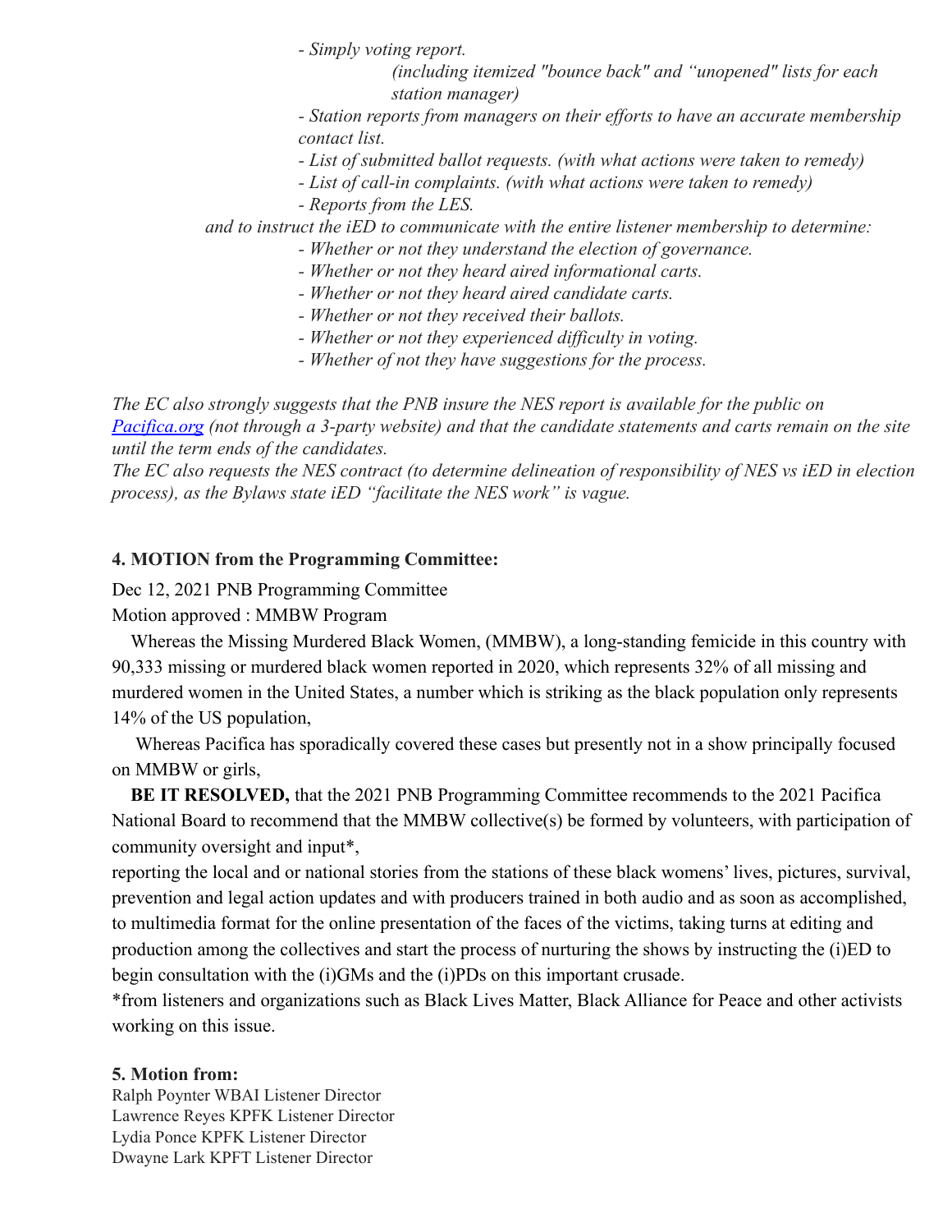*- Simply voting report.*

*(including itemized "bounce back" and "unopened" lists for each station manager)*

*- Station reports from managers on their efforts to have an accurate membership contact list.*

*- List of submitted ballot requests. (with what actions were taken to remedy)*

*- List of call-in complaints. (with what actions were taken to remedy)*

*- Reports from the LES.*

*and to instruct the iED to communicate with the entire listener membership to determine:*

*- Whether or not they understand the election of governance.*

*- Whether or not they heard aired informational carts.*

*- Whether or not they heard aired candidate carts.*

*- Whether or not they received their ballots.*

*- Whether or not they experienced difficulty in voting.*

*- Whether of not they have suggestions for the process.*

*The EC also strongly suggests that the PNB insure the NES report is available for the public on [Pacifica.org](Pacifica.org) (not through a 3-party website) and that the candidate statements and carts remain on the site until the term ends of the candidates.*

*The EC also requests the NES contract (to determine delineation of responsibility of NES vs iED in election process), as the Bylaws state iED "facilitate the NES work" is vague.*

**4. MOTION from the Programming Committee:**

Dec 12, 2021 PNB Programming Committee

Motion approved : MMBW Program

Whereas the Missing Murdered Black Women, (MMBW), a long-standing femicide in this country with 90,333 missing or murdered black women reported in 2020, which represents 32% of all missing and murdered women in the United States, a number which is striking as the black population only represents 14% of the US population,

Whereas Pacifica has sporadically covered these cases but presently not in a show principally focused on MMBW or girls,

**BE IT RESOLVED,** that the 2021 PNB Programming Committee recommends to the 2021 Pacifica National Board to recommend that the MMBW collective(s) be formed by volunteers, with participation of community oversight and input*,

reporting the local and or national stories from the stations of these black womens' lives, pictures, survival, prevention and legal action updates and with producers trained in both audio and as soon as accomplished, to multimedia format for the online presentation of the faces of the victims, taking turns at editing and production among the collectives and start the process of nurturing the shows by instructing the (i)ED to begin consultation with the (i)GMs and the (i)PDs on this important crusade.

*from listeners and organizations such as Black Lives Matter, Black Alliance for Peace and other activists working on this issue.

**5. Motion from:**

Ralph Poynter WBAI Listener Director
Lawrence Reyes KPFK Listener Director
Lydia Ponce KPFK Listener Director
Dwayne Lark KPFT Listener Director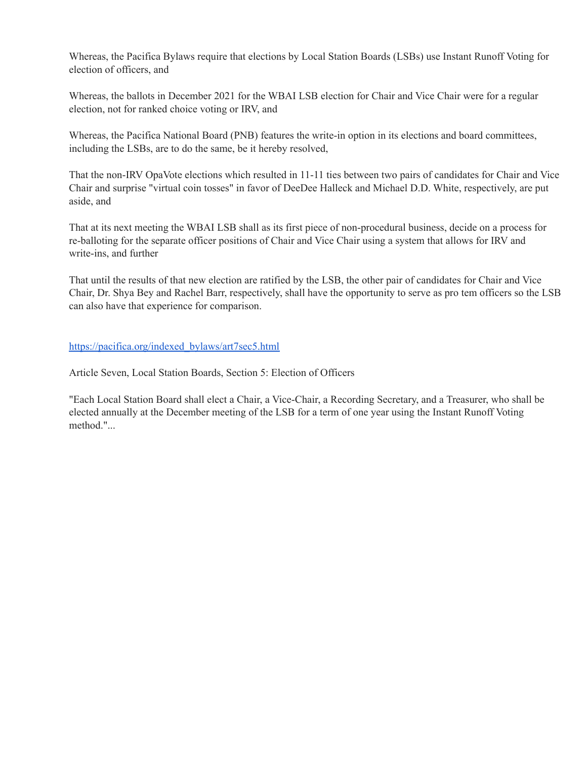Whereas, the Pacifica Bylaws require that elections by Local Station Boards (LSBs) use Instant Runoff Voting for election of officers, and

Whereas, the ballots in December 2021 for the WBAI LSB election for Chair and Vice Chair were for a regular election, not for ranked choice voting or IRV, and

Whereas, the Pacifica National Board (PNB) features the write-in option in its elections and board committees, including the LSBs, are to do the same, be it hereby resolved,

That the non-IRV OpaVote elections which resulted in 11-11 ties between two pairs of candidates for Chair and Vice Chair and surprise "virtual coin tosses" in favor of DeeDee Halleck and Michael D.D. White, respectively, are put aside, and

That at its next meeting the WBAI LSB shall as its first piece of non-procedural business, decide on a process for re-balloting for the separate officer positions of Chair and Vice Chair using a system that allows for IRV and write-ins, and further

That until the results of that new election are ratified by the LSB, the other pair of candidates for Chair and Vice Chair, Dr. Shya Bey and Rachel Barr, respectively, shall have the opportunity to serve as pro tem officers so the LSB can also have that experience for comparison.

[https://pacifica.org/indexed_bylaws/art7sec5.html](https://pacifica.org/indexed_bylaws/art7sec5.html)

Article Seven, Local Station Boards, Section 5: Election of Officers

"Each Local Station Board shall elect a Chair, a Vice-Chair, a Recording Secretary, and a Treasurer, who shall be elected annually at the December meeting of the LSB for a term of one year using the Instant Runoff Voting method."...